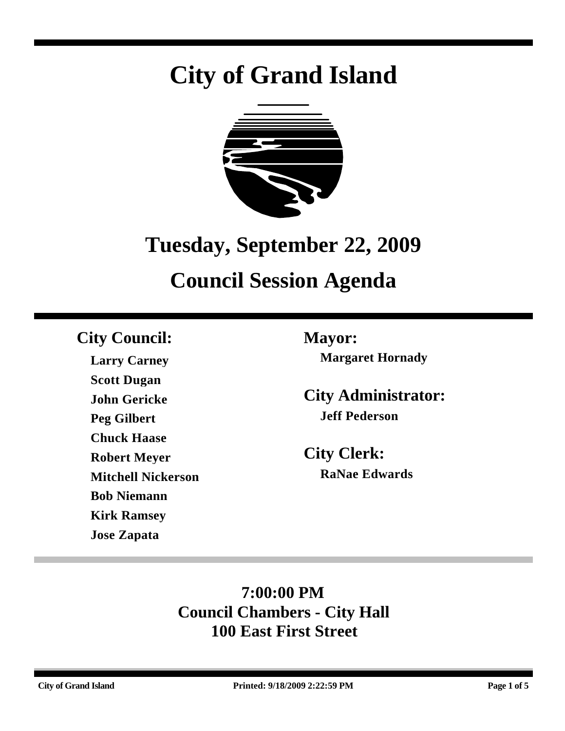# City of Grand Island

## Tuesday, September 22, 2009

## Council Session Agenda

### City Council:

**Larry Carney**
**Scott Dugan**
**John Gericke**
**Peg Gilbert**
**Chuck Haase**
**Robert Meyer**
**Mitchell Nickerson**
**Bob Niemann**
**Kirk Ramsey**
**Jose Zapata**

### Mayor:

**Margaret Hornady**

### City Administrator:

**Jeff Pederson**

### City Clerk:

**RaNae Edwards**

**7:00:00 PM**
**Council Chambers - City Hall**
**100 East First Street**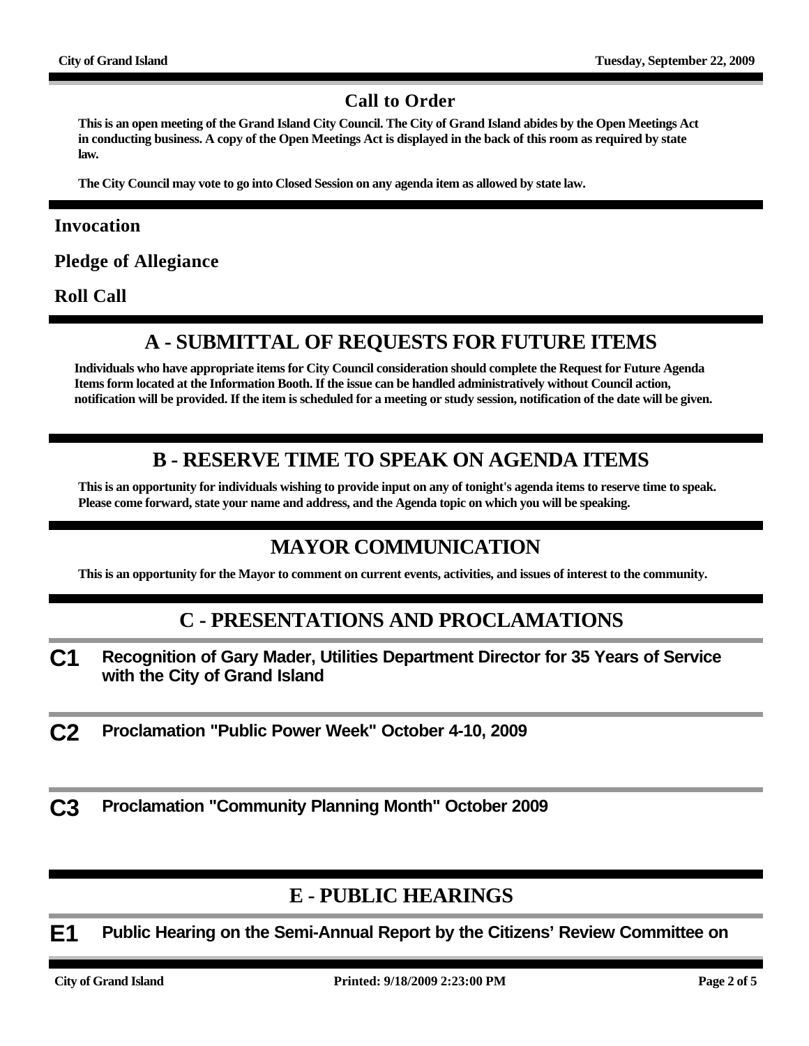## Call to Order

**This is an open meeting of the Grand Island City Council. The City of Grand Island abides by the Open Meetings Act in conducting business. A copy of the Open Meetings Act is displayed in the back of this room as required by state law.**

**The City Council may vote to go into Closed Session on any agenda item as allowed by state law.**

### Invocation

### Pledge of Allegiance

### Roll Call

## A - SUBMITTAL OF REQUESTS FOR FUTURE ITEMS

**Individuals who have appropriate items for City Council consideration should complete the Request for Future Agenda Items form located at the Information Booth. If the issue can be handled administratively without Council action, notification will be provided. If the item is scheduled for a meeting or study session, notification of the date will be given.**

## B - RESERVE TIME TO SPEAK ON AGENDA ITEMS

**This is an opportunity for individuals wishing to provide input on any of tonight's agenda items to reserve time to speak. Please come forward, state your name and address, and the Agenda topic on which you will be speaking.**

## MAYOR COMMUNICATION

**This is an opportunity for the Mayor to comment on current events, activities, and issues of interest to the community.**

## C - PRESENTATIONS AND PROCLAMATIONS

**C1** **Recognition of Gary Mader, Utilities Department Director for 35 Years of Service with the City of Grand Island**

**C2** **Proclamation "Public Power Week" October 4-10, 2009**

**C3** **Proclamation "Community Planning Month" October 2009**

## E - PUBLIC HEARINGS

**E1** **Public Hearing on the Semi-Annual Report by the Citizens' Review Committee on**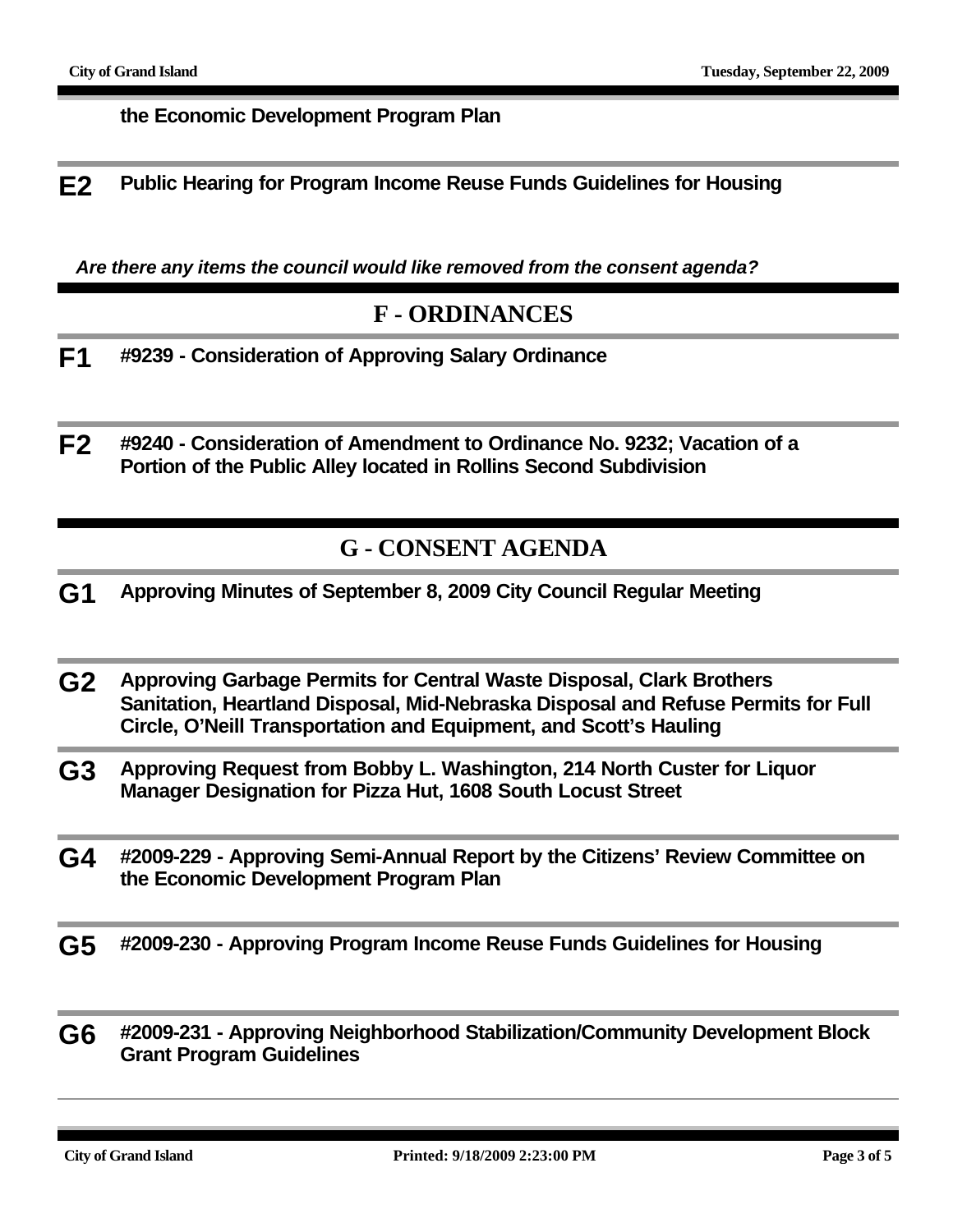**the Economic Development Program Plan**

**E2** **Public Hearing for Program Income Reuse Funds Guidelines for Housing**

***Are there any items the council would like removed from the consent agenda?***

## F - ORDINANCES

**F1** **#9239 - Consideration of Approving Salary Ordinance**

**F2** **#9240 - Consideration of Amendment to Ordinance No. 9232; Vacation of a Portion of the Public Alley located in Rollins Second Subdivision**

## G - CONSENT AGENDA

**G1** **Approving Minutes of September 8, 2009 City Council Regular Meeting**

**G2** **Approving Garbage Permits for Central Waste Disposal, Clark Brothers Sanitation, Heartland Disposal, Mid-Nebraska Disposal and Refuse Permits for Full Circle, O'Neill Transportation and Equipment, and Scott's Hauling**

**G3** **Approving Request from Bobby L. Washington, 214 North Custer for Liquor Manager Designation for Pizza Hut, 1608 South Locust Street**

**G4** **#2009-229 - Approving Semi-Annual Report by the Citizens' Review Committee on the Economic Development Program Plan**

**G5** **#2009-230 - Approving Program Income Reuse Funds Guidelines for Housing**

**G6** **#2009-231 - Approving Neighborhood Stabilization/Community Development Block Grant Program Guidelines**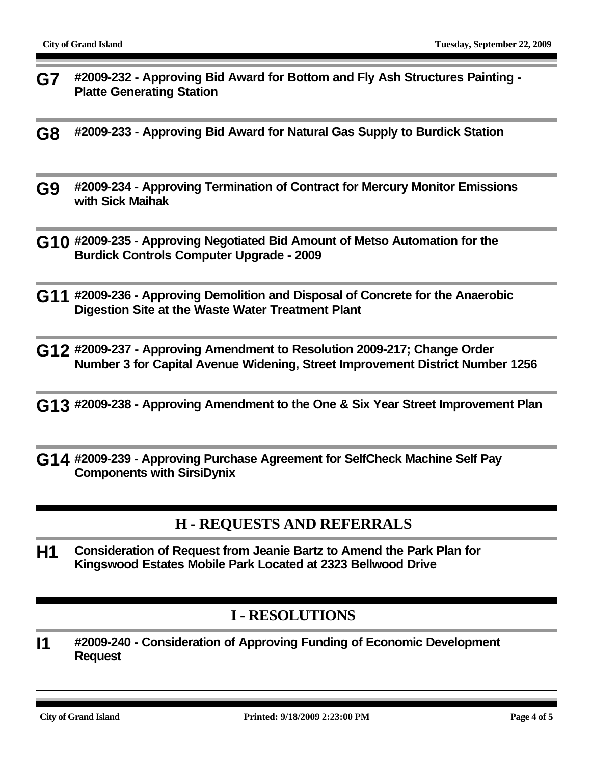**G7** **#2009-232 - Approving Bid Award for Bottom and Fly Ash Structures Painting - Platte Generating Station**

**G8** **#2009-233 - Approving Bid Award for Natural Gas Supply to Burdick Station**

**G9** **#2009-234 - Approving Termination of Contract for Mercury Monitor Emissions with Sick Maihak**

**G10** **#2009-235 - Approving Negotiated Bid Amount of Metso Automation for the Burdick Controls Computer Upgrade - 2009**

**G11** **#2009-236 - Approving Demolition and Disposal of Concrete for the Anaerobic Digestion Site at the Waste Water Treatment Plant**

**G12** **#2009-237 - Approving Amendment to Resolution 2009-217; Change Order Number 3 for Capital Avenue Widening, Street Improvement District Number 1256**

**G13** **#2009-238 - Approving Amendment to the One & Six Year Street Improvement Plan**

**G14** **#2009-239 - Approving Purchase Agreement for SelfCheck Machine Self Pay Components with SirsiDynix**

## H - REQUESTS AND REFERRALS

**H1** **Consideration of Request from Jeanie Bartz to Amend the Park Plan for Kingswood Estates Mobile Park Located at 2323 Bellwood Drive**

## I - RESOLUTIONS

**I1** **#2009-240 - Consideration of Approving Funding of Economic Development Request**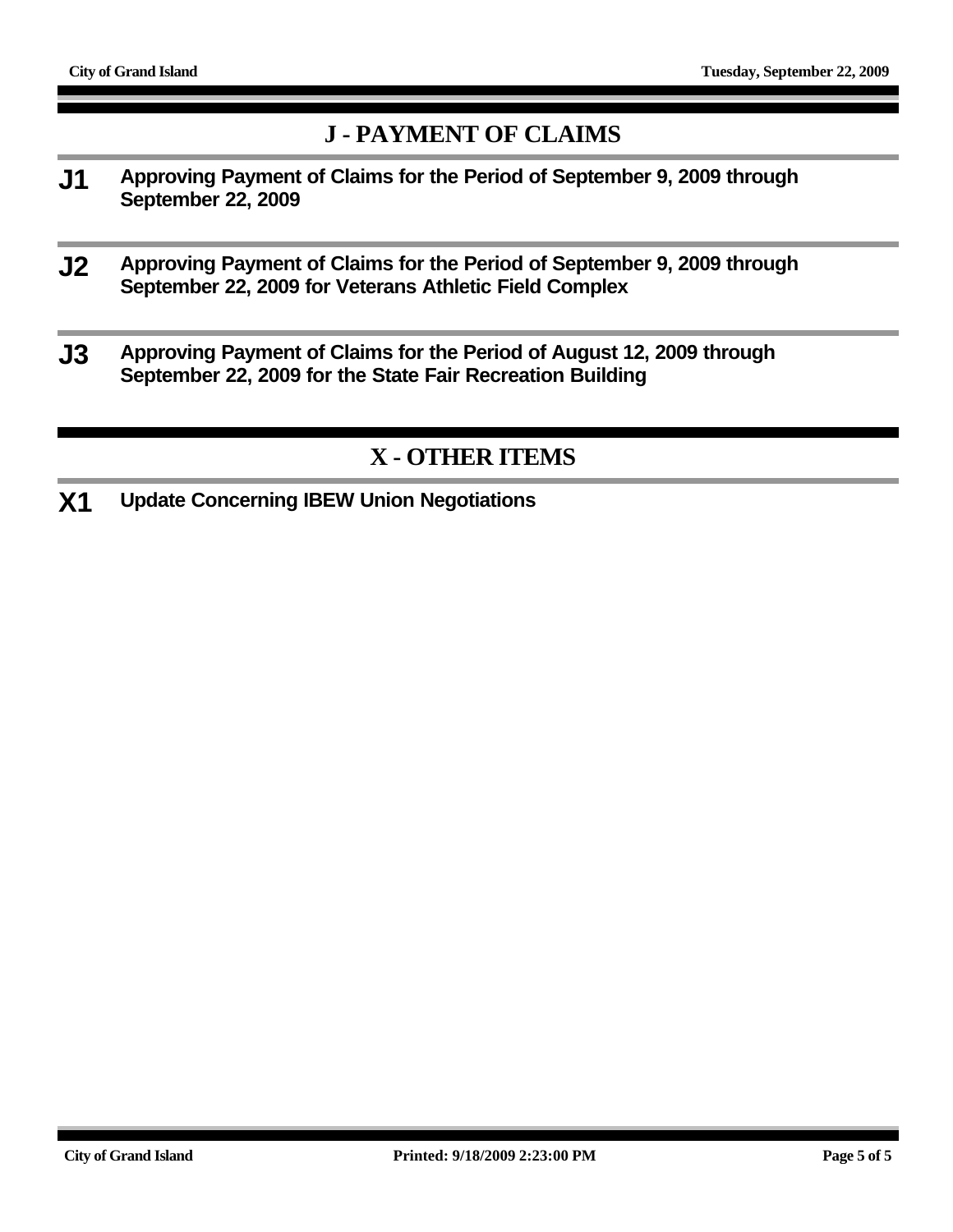## J - PAYMENT OF CLAIMS

**J1** **Approving Payment of Claims for the Period of September 9, 2009 through September 22, 2009**

**J2** **Approving Payment of Claims for the Period of September 9, 2009 through September 22, 2009 for Veterans Athletic Field Complex**

**J3** **Approving Payment of Claims for the Period of August 12, 2009 through September 22, 2009 for the State Fair Recreation Building**

## X - OTHER ITEMS

**X1** **Update Concerning IBEW Union Negotiations**